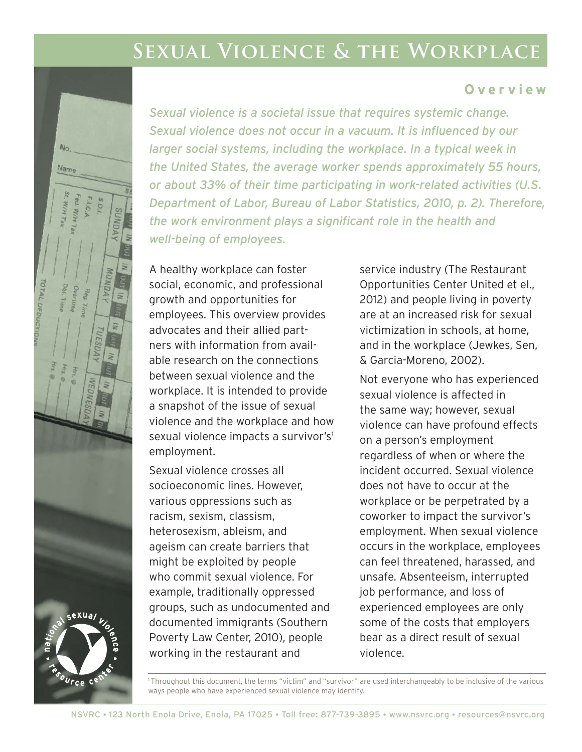# Sexual Violence & the Workplace

## Overview

*Sexual violence is a societal issue that requires systemic change. Sexual violence does not occur in a vacuum. It is influenced by our larger social systems, including the workplace. In a typical week in the United States, the average worker spends approximately 55 hours, or about 33% of their time participating in work-related activities (U.S. Department of Labor, Bureau of Labor Statistics, 2010, p. 2). Therefore, the work environment plays a significant role in the health and well-being of employees.*

A healthy workplace can foster social, economic, and professional growth and opportunities for employees. This overview provides advocates and their allied partners with information from available research on the connections between sexual violence and the workplace. It is intended to provide a snapshot of the issue of sexual violence and the workplace and how sexual violence impacts a survivor's[1] employment.

Sexual violence crosses all socioeconomic lines. However, various oppressions such as racism, sexism, classism, heterosexism, ableism, and ageism can create barriers that might be exploited by people who commit sexual violence. For example, traditionally oppressed groups, such as undocumented and documented immigrants (Southern Poverty Law Center, 2010), people working in the restaurant and service industry (The Restaurant Opportunities Center United et el., 2012) and people living in poverty are at an increased risk for sexual victimization in schools, at home, and in the workplace (Jewkes, Sen, & Garcia-Moreno, 2002).

Not everyone who has experienced sexual violence is affected in the same way; however, sexual violence can have profound effects on a person's employment regardless of when or where the incident occurred. Sexual violence does not have to occur at the workplace or be perpetrated by a coworker to impact the survivor's employment. When sexual violence occurs in the workplace, employees can feel threatened, harassed, and unsafe. Absenteeism, interrupted job performance, and loss of experienced employees are only some of the costs that employers bear as a direct result of sexual violence.

[1] Throughout this document, the terms "victim" and "survivor" are used interchangeably to be inclusive of the various ways people who have experienced sexual violence may identify.

NSVRC • 123 North Enola Drive, Enola, PA 17025 • Toll free: 877-739-3895 • www.nsvrc.org • resources@nsvrc.org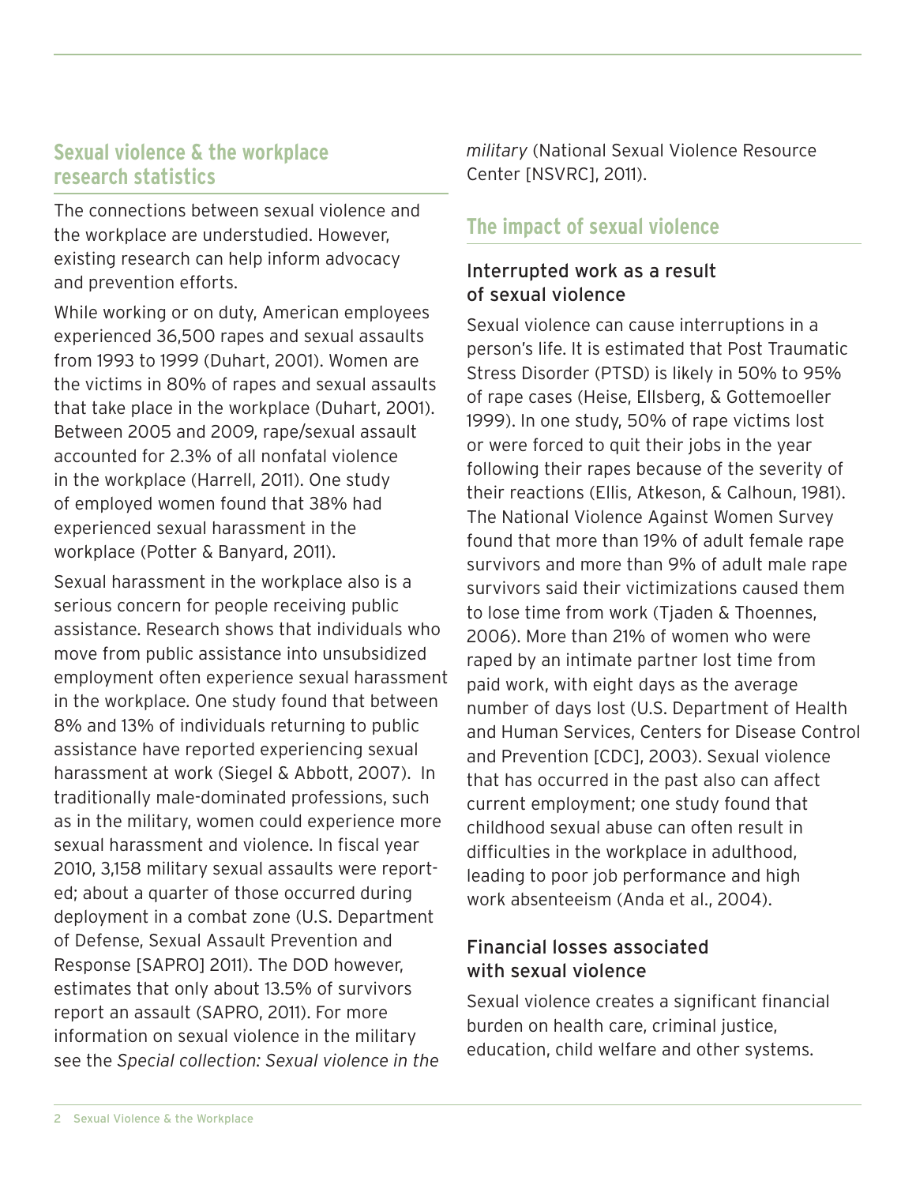## Sexual violence & the workplace research statistics

The connections between sexual violence and the workplace are understudied. However, existing research can help inform advocacy and prevention efforts.

While working or on duty, American employees experienced 36,500 rapes and sexual assaults from 1993 to 1999 (Duhart, 2001). Women are the victims in 80% of rapes and sexual assaults that take place in the workplace (Duhart, 2001). Between 2005 and 2009, rape/sexual assault accounted for 2.3% of all nonfatal violence in the workplace (Harrell, 2011). One study of employed women found that 38% had experienced sexual harassment in the workplace (Potter & Banyard, 2011).

Sexual harassment in the workplace also is a serious concern for people receiving public assistance. Research shows that individuals who move from public assistance into unsubsidized employment often experience sexual harassment in the workplace. One study found that between 8% and 13% of individuals returning to public assistance have reported experiencing sexual harassment at work (Siegel & Abbott, 2007). In traditionally male-dominated professions, such as in the military, women could experience more sexual harassment and violence. In fiscal year 2010, 3,158 military sexual assaults were reported; about a quarter of those occurred during deployment in a combat zone (U.S. Department of Defense, Sexual Assault Prevention and Response [SAPRO] 2011). The DOD however, estimates that only about 13.5% of survivors report an assault (SAPRO, 2011). For more information on sexual violence in the military see the *Special collection: Sexual violence in the military* (National Sexual Violence Resource Center [NSVRC], 2011).

## The impact of sexual violence

### Interrupted work as a result of sexual violence

Sexual violence can cause interruptions in a person's life. It is estimated that Post Traumatic Stress Disorder (PTSD) is likely in 50% to 95% of rape cases (Heise, Ellsberg, & Gottemoeller 1999). In one study, 50% of rape victims lost or were forced to quit their jobs in the year following their rapes because of the severity of their reactions (Ellis, Atkeson, & Calhoun, 1981). The National Violence Against Women Survey found that more than 19% of adult female rape survivors and more than 9% of adult male rape survivors said their victimizations caused them to lose time from work (Tjaden & Thoennes, 2006). More than 21% of women who were raped by an intimate partner lost time from paid work, with eight days as the average number of days lost (U.S. Department of Health and Human Services, Centers for Disease Control and Prevention [CDC], 2003). Sexual violence that has occurred in the past also can affect current employment; one study found that childhood sexual abuse can often result in difficulties in the workplace in adulthood, leading to poor job performance and high work absenteeism (Anda et al., 2004).

### Financial losses associated with sexual violence

Sexual violence creates a significant financial burden on health care, criminal justice, education, child welfare and other systems.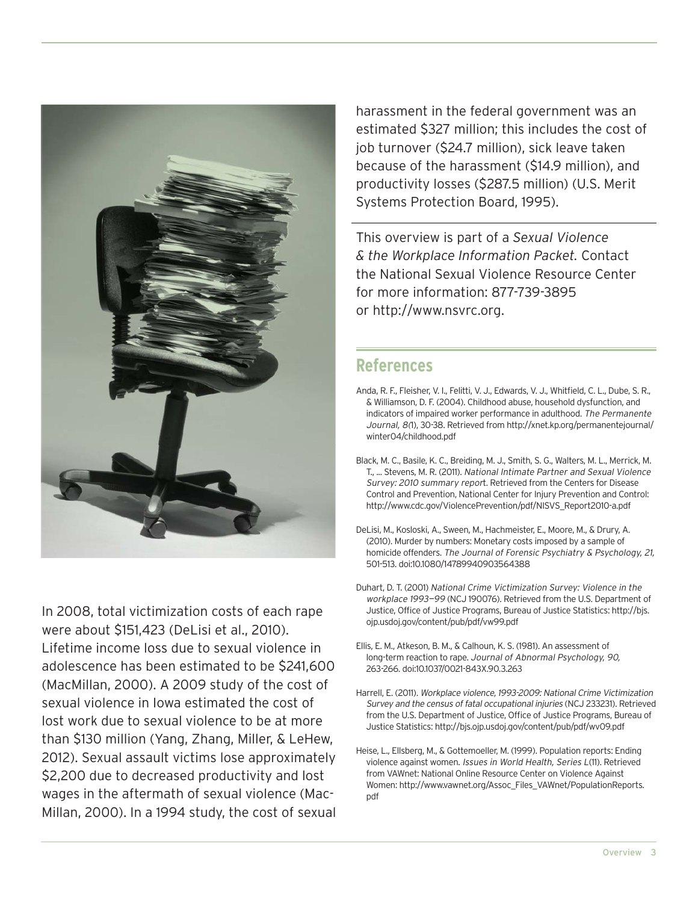In 2008, total victimization costs of each rape were about $151,423 (DeLisi et al., 2010). Lifetime income loss due to sexual violence in adolescence has been estimated to be $241,600 (MacMillan, 2000). A 2009 study of the cost of sexual violence in Iowa estimated the cost of lost work due to sexual violence to be at more than $130 million (Yang, Zhang, Miller, & LeHew, 2012). Sexual assault victims lose approximately $2,200 due to decreased productivity and lost wages in the aftermath of sexual violence (MacMillan, 2000). In a 1994 study, the cost of sexual harassment in the federal government was an estimated $327 million; this includes the cost of job turnover ($24.7 million), sick leave taken because of the harassment ($14.9 million), and productivity losses ($287.5 million) (U.S. Merit Systems Protection Board, 1995).

This overview is part of a *Sexual Violence & the Workplace Information Packet.* Contact the National Sexual Violence Resource Center for more information: 877-739-3895 or http://www.nsvrc.org.

## References

Anda, R. F., Fleisher, V. I., Felitti, V. J., Edwards, V. J., Whitfield, C. L., Dube, S. R., & Williamson, D. F. (2004). Childhood abuse, household dysfunction, and indicators of impaired worker performance in adulthood. *The Permanente Journal, 8*(1), 30-38. Retrieved from http://xnet.kp.org/permanentejournal/winter04/childhood.pdf

Black, M. C., Basile, K. C., Breiding, M. J., Smith, S. G., Walters, M. L., Merrick, M. T., ... Stevens, M. R. (2011). *National Intimate Partner and Sexual Violence Survey: 2010 summary report*. Retrieved from the Centers for Disease Control and Prevention, National Center for Injury Prevention and Control: http://www.cdc.gov/ViolencePrevention/pdf/NISVS_Report2010-a.pdf

DeLisi, M., Kosloski, A., Sween, M., Hachmeister, E., Moore, M., & Drury, A. (2010). Murder by numbers: Monetary costs imposed by a sample of homicide offenders. *The Journal of Forensic Psychiatry & Psychology, 21,* 501-513. doi:10.1080/14789940903564388

Duhart, D. T. (2001) *National Crime Victimization Survey: Violence in the workplace 1993—99* (NCJ 190076). Retrieved from the U.S. Department of Justice, Office of Justice Programs, Bureau of Justice Statistics: http://bjs.ojp.usdoj.gov/content/pub/pdf/vw99.pdf

Ellis, E. M., Atkeson, B. M., & Calhoun, K. S. (1981). An assessment of long-term reaction to rape. *Journal of Abnormal Psychology, 90,* 263-266. doi:10.1037/0021-843X.90.3.263

Harrell, E. (2011). *Workplace violence, 1993-2009: National Crime Victimization Survey and the census of fatal occupational injuries* (NCJ 233231). Retrieved from the U.S. Department of Justice, Office of Justice Programs, Bureau of Justice Statistics: http://bjs.ojp.usdoj.gov/content/pub/pdf/wv09.pdf

Heise, L., Ellsberg, M., & Gottemoeller, M. (1999). Population reports: Ending violence against women. *Issues in World Health, Series L*(11). Retrieved from VAWnet: National Online Resource Center on Violence Against Women: http://www.vawnet.org/Assoc_Files_VAWnet/PopulationReports.pdf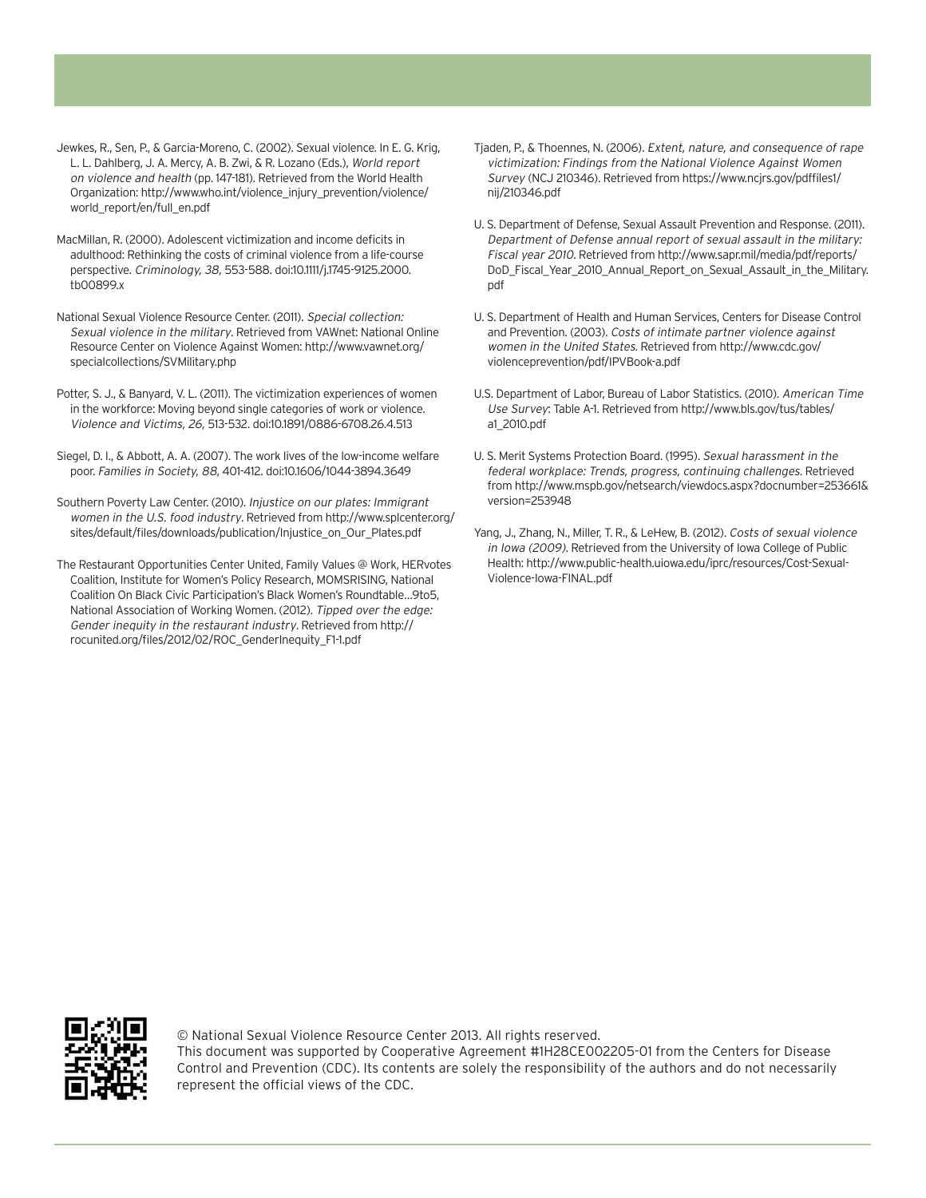Jewkes, R., Sen, P., & Garcia-Moreno, C. (2002). Sexual violence. In E. G. Krig, L. L. Dahlberg, J. A. Mercy, A. B. Zwi, & R. Lozano (Eds.), *World report on violence and health* (pp. 147-181). Retrieved from the World Health Organization: http://www.who.int/violence_injury_prevention/violence/world_report/en/full_en.pdf

MacMillan, R. (2000). Adolescent victimization and income deficits in adulthood: Rethinking the costs of criminal violence from a life-course perspective. *Criminology, 38*, 553-588. doi:10.1111/j.1745-9125.2000.tb00899.x

National Sexual Violence Resource Center. (2011). *Special collection: Sexual violence in the military*. Retrieved from VAWnet: National Online Resource Center on Violence Against Women: http://www.vawnet.org/specialcollections/SVMilitary.php

Potter, S. J., & Banyard, V. L. (2011). The victimization experiences of women in the workforce: Moving beyond single categories of work or violence. *Violence and Victims, 26,* 513-532. doi:10.1891/0886-6708.26.4.513

Siegel, D. I., & Abbott, A. A. (2007). The work lives of the low-income welfare poor. *Families in Society, 88*, 401-412. doi:10.1606/1044-3894.3649

Southern Poverty Law Center. (2010). *Injustice on our plates: Immigrant women in the U.S. food industry*. Retrieved from http://www.splcenter.org/sites/default/files/downloads/publication/Injustice_on_Our_Plates.pdf

The Restaurant Opportunities Center United, Family Values @ Work, HERvotes Coalition, Institute for Women's Policy Research, MOMSRISING, National Coalition On Black Civic Participation's Black Women's Roundtable…9to5, National Association of Working Women. (2012). *Tipped over the edge: Gender inequity in the restaurant industry*. Retrieved from http://rocunited.org/files/2012/02/ROC_GenderInequity_F1-1.pdf

Tjaden, P., & Thoennes, N. (2006). *Extent, nature, and consequence of rape victimization: Findings from the National Violence Against Women Survey* (NCJ 210346). Retrieved from https://www.ncjrs.gov/pdffiles1/nij/210346.pdf

U. S. Department of Defense, Sexual Assault Prevention and Response. (2011). *Department of Defense annual report of sexual assault in the military: Fiscal year 2010*. Retrieved from http://www.sapr.mil/media/pdf/reports/DoD_Fiscal_Year_2010_Annual_Report_on_Sexual_Assault_in_the_Military.pdf

U. S. Department of Health and Human Services, Centers for Disease Control and Prevention. (2003). *Costs of intimate partner violence against women in the United States*. Retrieved from http://www.cdc.gov/violenceprevention/pdf/IPVBook-a.pdf

U.S. Department of Labor, Bureau of Labor Statistics. (2010). *American Time Use Survey*: Table A-1. Retrieved from http://www.bls.gov/tus/tables/a1_2010.pdf

U. S. Merit Systems Protection Board. (1995). *Sexual harassment in the federal workplace: Trends, progress, continuing challenges*. Retrieved from http://www.mspb.gov/netsearch/viewdocs.aspx?docnumber=253661&version=253948

Yang, J., Zhang, N., Miller, T. R., & LeHew, B. (2012). *Costs of sexual violence in Iowa (2009)*. Retrieved from the University of Iowa College of Public Health: http://www.public-health.uiowa.edu/iprc/resources/Cost-Sexual-Violence-Iowa-FINAL.pdf

© National Sexual Violence Resource Center 2013. All rights reserved.
This document was supported by Cooperative Agreement #1H28CE002205-01 from the Centers for Disease Control and Prevention (CDC). Its contents are solely the responsibility of the authors and do not necessarily represent the official views of the CDC.